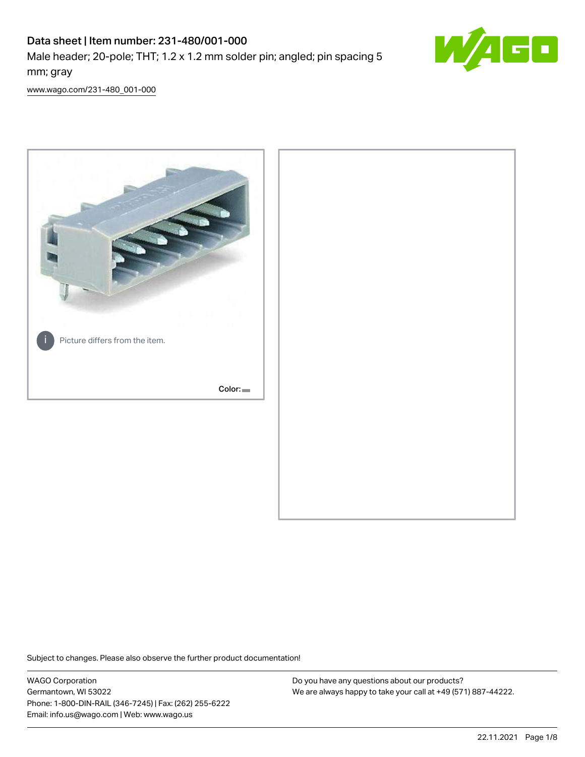# Data sheet | Item number: 231-480/001-000

Male header; 20-pole; THT; 1.2 x 1.2 mm solder pin; angled; pin spacing 5 mm; gray

www.wago.com/231-480_001-000

Picture differs from the item.

Color:

Subject to changes. Please also observe the further product documentation!

WAGO Corporation
Germantown, WI 53022
Phone: 1-800-DIN-RAIL (346-7245) | Fax: (262) 255-6222
Email: info.us@wago.com | Web: www.wago.us

Do you have any questions about our products?
We are always happy to take your call at +49 (571) 887-44222.

22.11.2021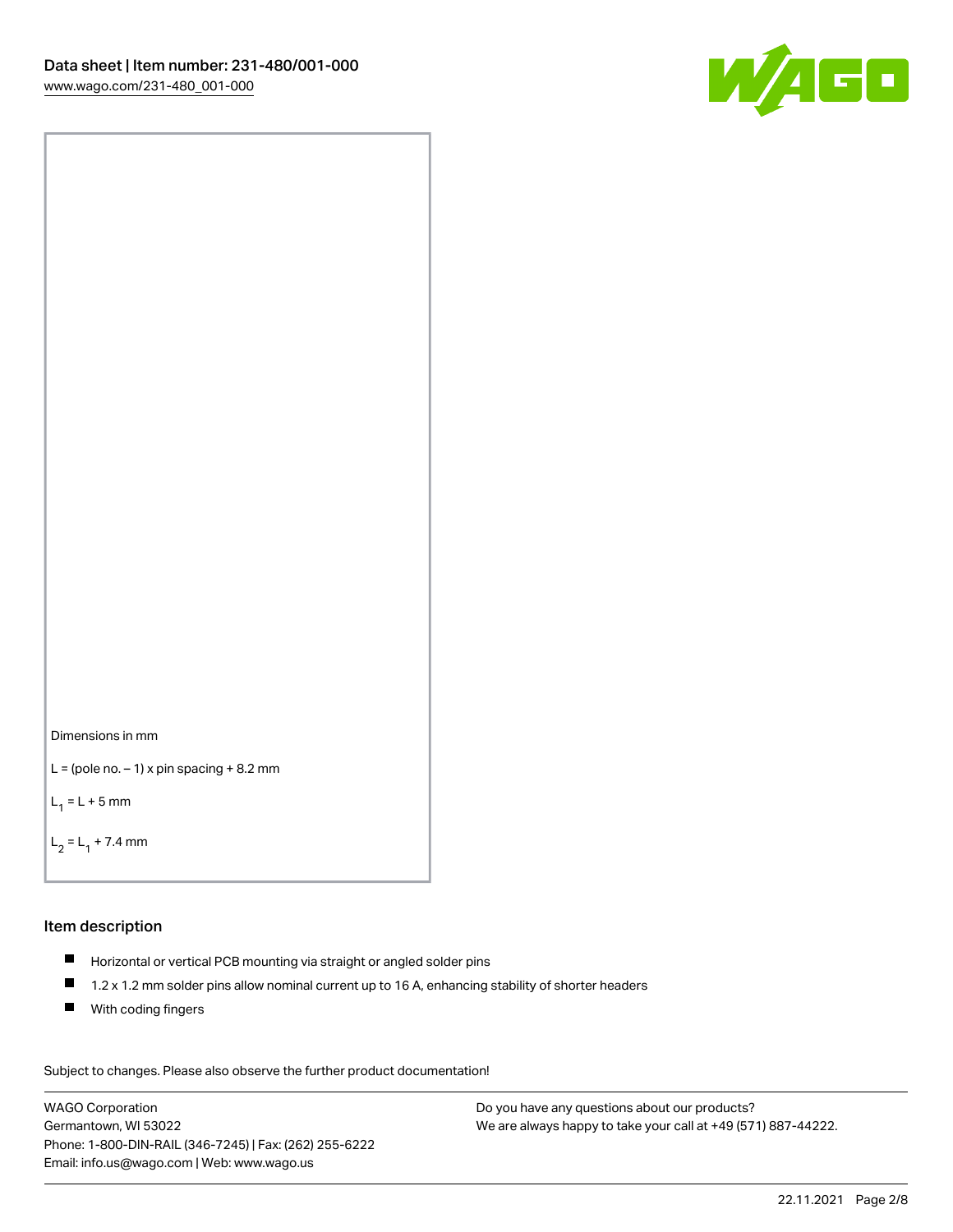Dimensions in mm

L = (pole no. – 1) x pin spacing + 8.2 mm

$L_1$ = L + 5 mm

$L_2$ = $L_1$ + 7.4 mm

## Item description

- Horizontal or vertical PCB mounting via straight or angled solder pins
- 1.2 x 1.2 mm solder pins allow nominal current up to 16 A, enhancing stability of shorter headers
- With coding fingers

Subject to changes. Please also observe the further product documentation!

WAGO Corporation
Germantown, WI 53022
Phone: 1-800-DIN-RAIL (346-7245) | Fax: (262) 255-6222
Email: info.us@wago.com | Web: www.wago.us

Do you have any questions about our products?
We are always happy to take your call at +49 (571) 887-44222.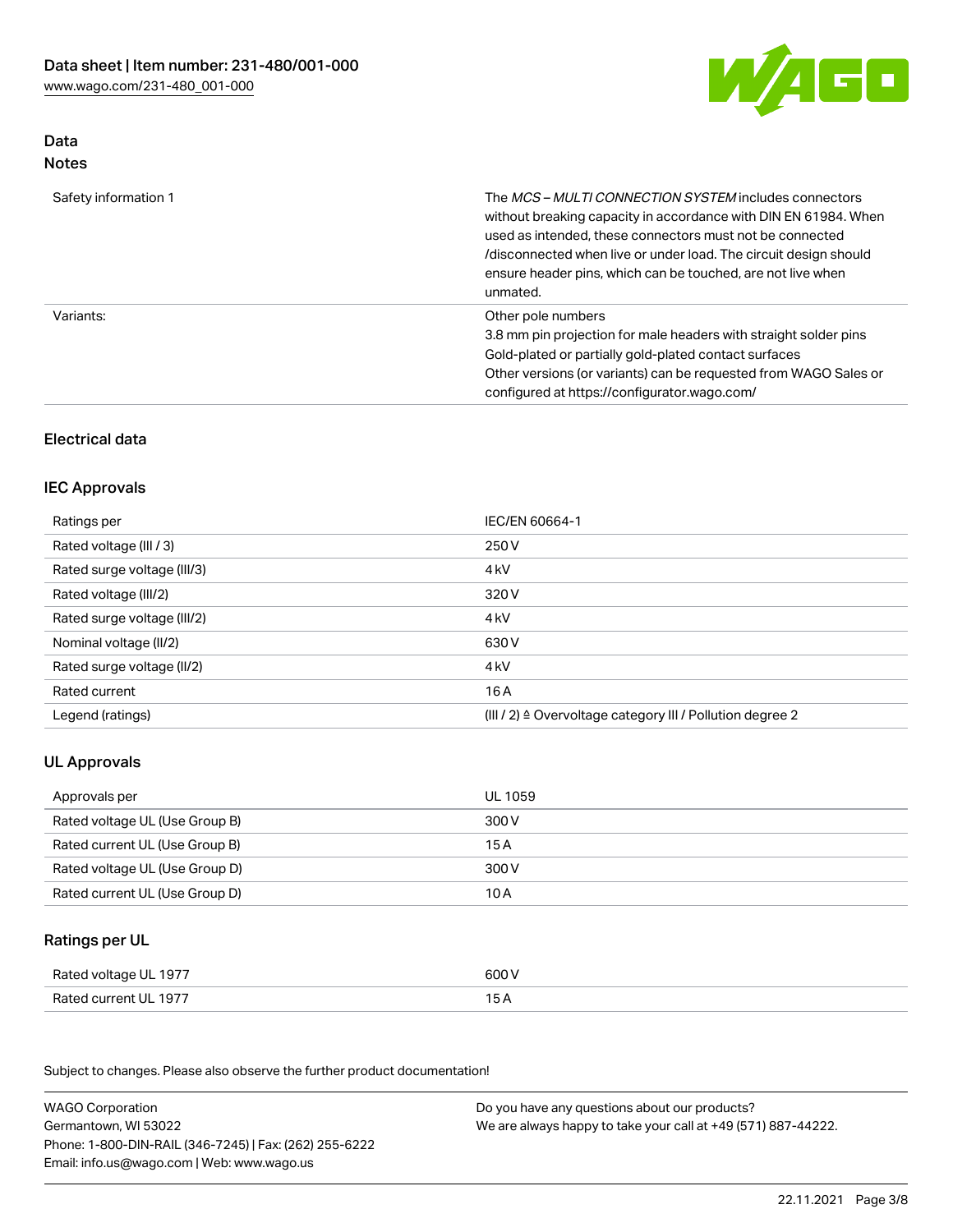## Data
### Notes

| | |
|---|---|
| Safety information 1 | The *MCS – MULTI CONNECTION SYSTEM* includes connectors without breaking capacity in accordance with DIN EN 61984. When used as intended, these connectors must not be connected /disconnected when live or under load. The circuit design should ensure header pins, which can be touched, are not live when unmated. |
| Variants: | Other pole numbers<br>3.8 mm pin projection for male headers with straight solder pins<br>Gold-plated or partially gold-plated contact surfaces<br>Other versions (or variants) can be requested from WAGO Sales or configured at https://configurator.wago.com/ |

## Electrical data

### IEC Approvals

| | |
|---|---|
| Ratings per | IEC/EN 60664-1 |
| Rated voltage (III / 3) | 250 V |
| Rated surge voltage (III/3) | 4 kV |
| Rated voltage (III/2) | 320 V |
| Rated surge voltage (III/2) | 4 kV |
| Nominal voltage (II/2) | 630 V |
| Rated surge voltage (II/2) | 4 kV |
| Rated current | 16 A |
| Legend (ratings) | (III / 2) ≙ Overvoltage category III / Pollution degree 2 |

### UL Approvals

| | |
|---|---|
| Approvals per | UL 1059 |
| Rated voltage UL (Use Group B) | 300 V |
| Rated current UL (Use Group B) | 15 A |
| Rated voltage UL (Use Group D) | 300 V |
| Rated current UL (Use Group D) | 10 A |

### Ratings per UL

| | |
|---|---|
| Rated voltage UL 1977 | 600 V |
| Rated current UL 1977 | 15 A |

Subject to changes. Please also observe the further product documentation!

WAGO Corporation
Germantown, WI 53022
Phone: 1-800-DIN-RAIL (346-7245) | Fax: (262) 255-6222
Email: info.us@wago.com | Web: www.wago.us

Do you have any questions about our products?
We are always happy to take your call at +49 (571) 887-44222.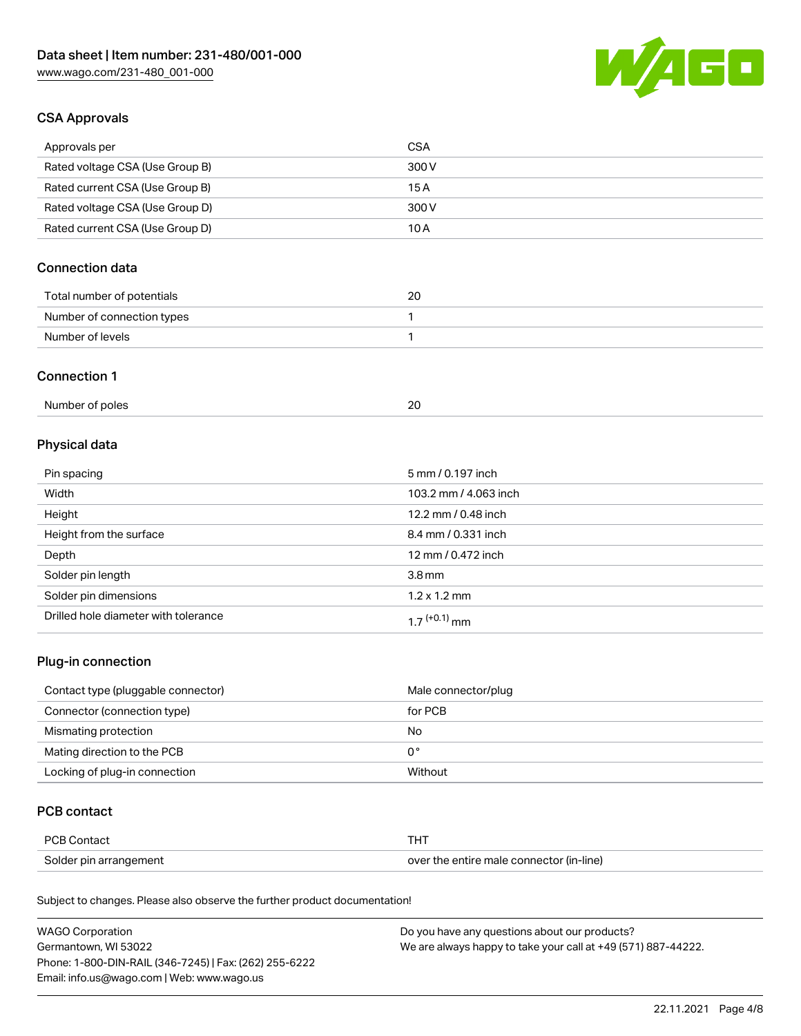## CSA Approvals

| Approvals per | CSA |
|---|---|
| Rated voltage CSA (Use Group B) | 300 V |
| Rated current CSA (Use Group B) | 15 A |
| Rated voltage CSA (Use Group D) | 300 V |
| Rated current CSA (Use Group D) | 10 A |

## Connection data

| Total number of potentials | 20 |
|---|---|
| Number of connection types | 1 |
| Number of levels | 1 |

## Connection 1

| Number of poles | 20 |
|---|---|

## Physical data

| Pin spacing | 5 mm / 0.197 inch |
|---|---|
| Width | 103.2 mm / 4.063 inch |
| Height | 12.2 mm / 0.48 inch |
| Height from the surface | 8.4 mm / 0.331 inch |
| Depth | 12 mm / 0.472 inch |
| Solder pin length | 3.8 mm |
| Solder pin dimensions | 1.2 x 1.2 mm |
| Drilled hole diameter with tolerance | $1.7^{(+0.1)}$ mm |

## Plug-in connection

| Contact type (pluggable connector) | Male connector/plug |
|---|---|
| Connector (connection type) | for PCB |
| Mismating protection | No |
| Mating direction to the PCB | 0 ° |
| Locking of plug-in connection | Without |

## PCB contact

| PCB Contact | THT |
|---|---|
| Solder pin arrangement | over the entire male connector (in-line) |

Subject to changes. Please also observe the further product documentation!

WAGO Corporation
Germantown, WI 53022
Phone: 1-800-DIN-RAIL (346-7245) | Fax: (262) 255-6222
Email: info.us@wago.com | Web: www.wago.us

Do you have any questions about our products?
We are always happy to take your call at +49 (571) 887-44222.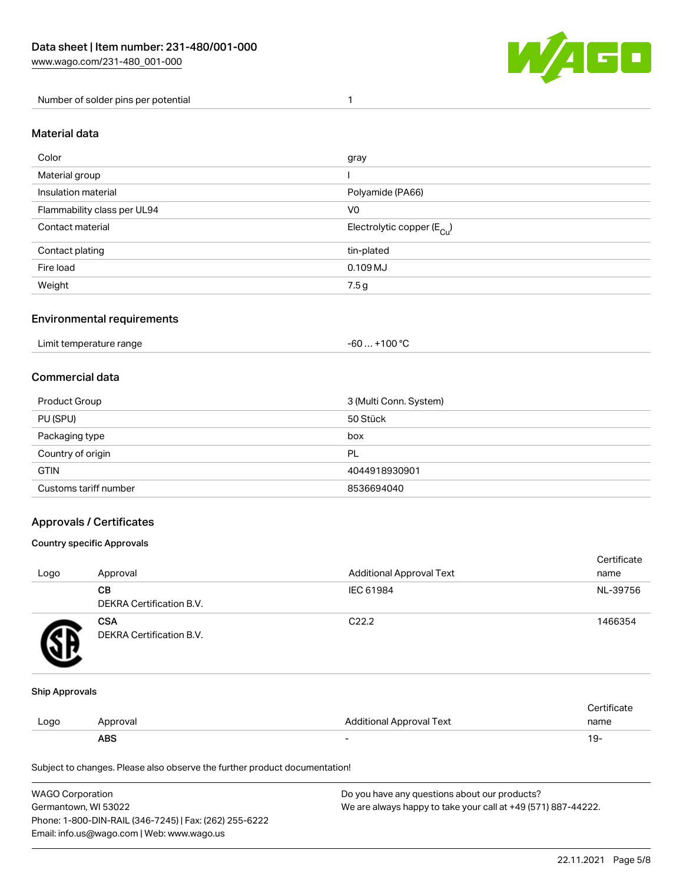| | |
|---|---|
| Number of solder pins per potential | 1 |

## Material data

| | |
|---|---|
| Color | gray |
| Material group | I |
| Insulation material | Polyamide (PA66) |
| Flammability class per UL94 | V0 |
| Contact material | Electrolytic copper ($E_{Cu}$) |
| Contact plating | tin-plated |
| Fire load | 0.109 MJ |
| Weight | 7.5 g |

## Environmental requirements

| | |
|---|---|
| Limit temperature range | -60 … +100 °C |

## Commercial data

| | |
|---|---|
| Product Group | 3 (Multi Conn. System) |
| PU (SPU) | 50 Stück |
| Packaging type | box |
| Country of origin | PL |
| GTIN | 4044918930901 |
| Customs tariff number | 8536694040 |

## Approvals / Certificates

### Country specific Approvals

| Logo | Approval | Additional Approval Text | Certificate name |
|---|---|---|---|
| | **CB** DEKRA Certification B.V. | IEC 61984 | NL-39756 |
| | **CSA** DEKRA Certification B.V. | C22.2 | 1466354 |

### Ship Approvals

| Logo | Approval | Additional Approval Text | Certificate name |
|---|---|---|---|
| | **ABS** | - | 19- |

Subject to changes. Please also observe the further product documentation!

WAGO Corporation
Germantown, WI 53022
Phone: 1-800-DIN-RAIL (346-7245) | Fax: (262) 255-6222
Email: info.us@wago.com | Web: www.wago.us

Do you have any questions about our products?
We are always happy to take your call at +49 (571) 887-44222.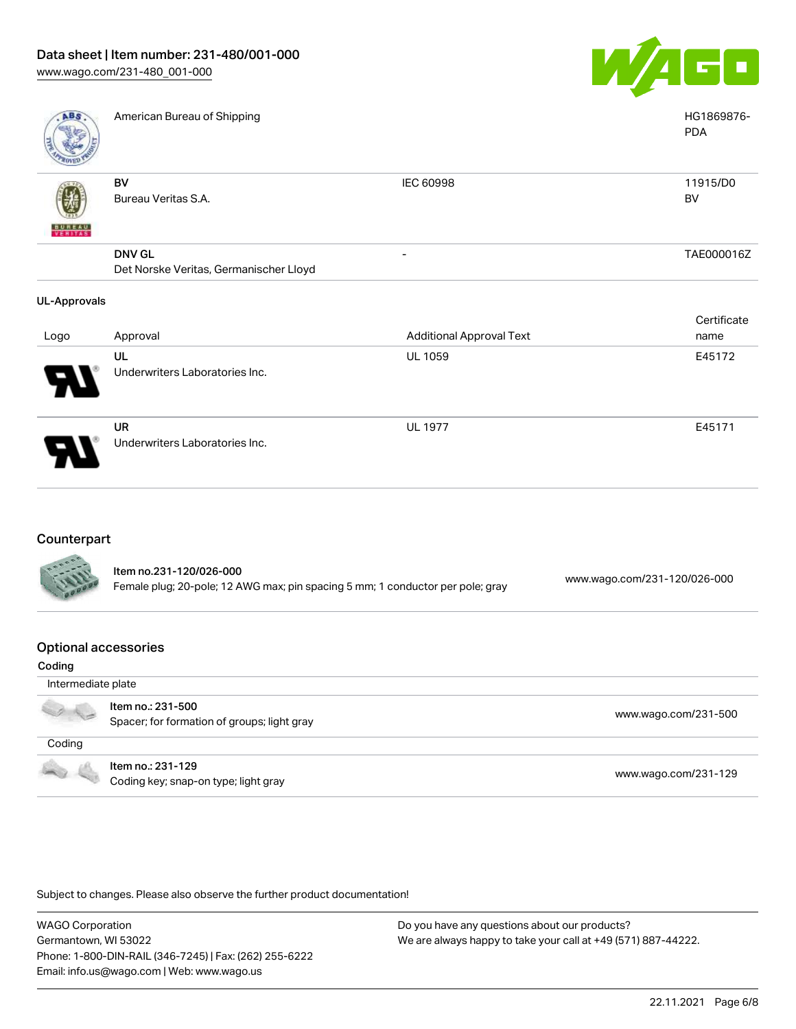| | | | |
|---|---|---|---|
| | American Bureau of Shipping | | HG1869876-PDA |
| | **BV**<br>Bureau Veritas S.A. | IEC 60998 | 11915/D0<br>BV |
| | **DNV GL**<br>Det Norske Veritas, Germanischer Lloyd | - | TAE000016Z |

**UL-Approvals**

| Logo | Approval | Additional Approval Text | Certificate name |
|---|---|---|---|
| | **UL**<br>Underwriters Laboratories Inc. | UL 1059 | E45172 |
| | **UR**<br>Underwriters Laboratories Inc. | UL 1977 | E45171 |

## Counterpart

| | | |
|---|---|---|
| | **Item no.231-120/026-000**<br>Female plug; 20-pole; 12 AWG max; pin spacing 5 mm; 1 conductor per pole; gray | www.wago.com/231-120/026-000 |

## Optional accessories

**Coding**

| | | |
|---|---|---|
| Intermediate plate | | |
| | **Item no.: 231-500**<br>Spacer; for formation of groups; light gray | www.wago.com/231-500 |
| Coding | | |
| | **Item no.: 231-129**<br>Coding key; snap-on type; light gray | www.wago.com/231-129 |

Subject to changes. Please also observe the further product documentation!

WAGO Corporation
Germantown, WI 53022
Phone: 1-800-DIN-RAIL (346-7245) | Fax: (262) 255-6222
Email: info.us@wago.com | Web: www.wago.us

Do you have any questions about our products?
We are always happy to take your call at +49 (571) 887-44222.

22.11.2021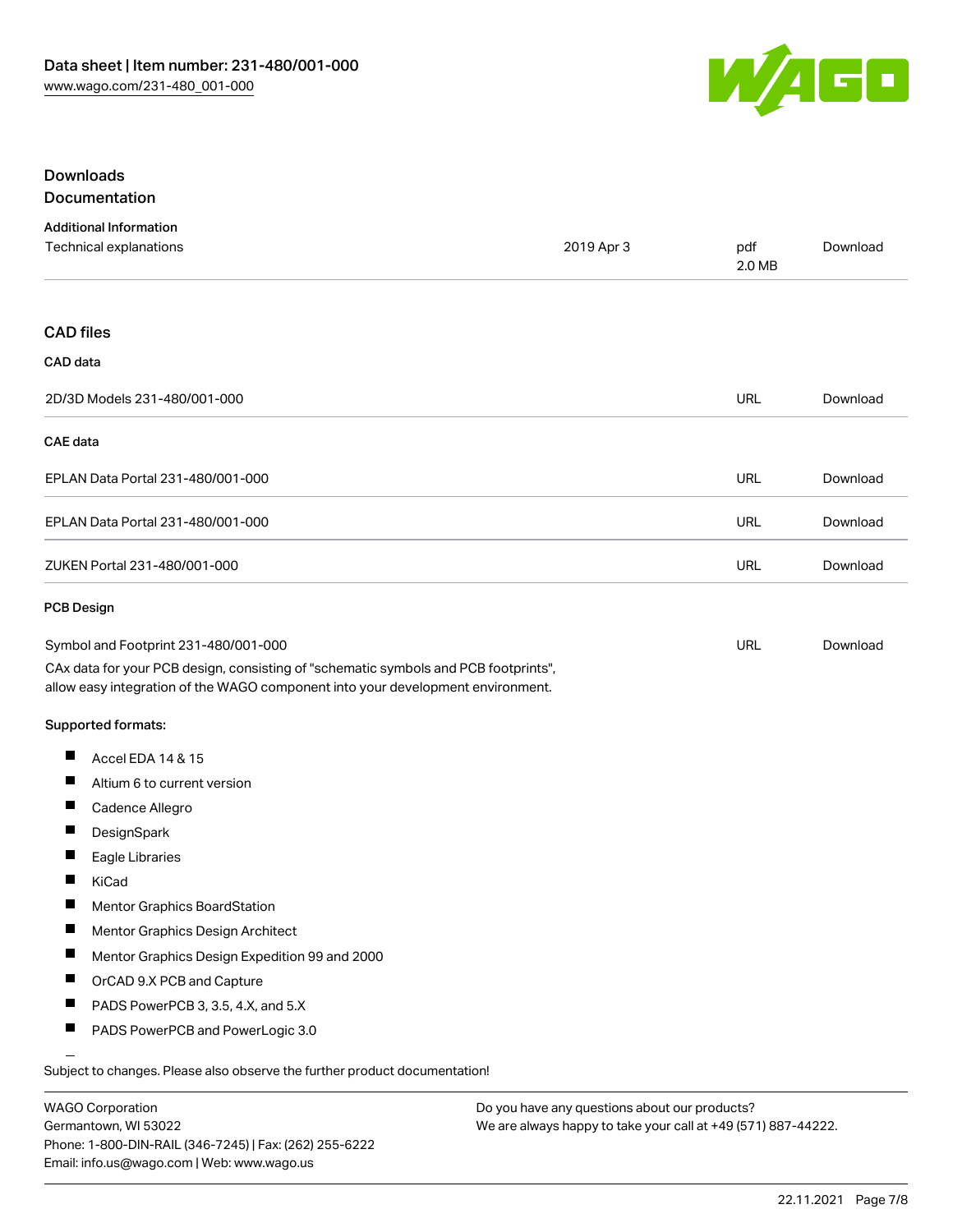## Downloads

### Documentation

**Additional Information**

| | | | |
|---|---|---|---|
| Technical explanations | 2019 Apr 3 | pdf 2.0 MB | Download |

### CAD files

**CAD data**

| | | |
|---|---|---|
| 2D/3D Models 231-480/001-000 | URL | Download |

**CAE data**

| | | |
|---|---|---|
| EPLAN Data Portal 231-480/001-000 | URL | Download |
| EPLAN Data Portal 231-480/001-000 | URL | Download |
| ZUKEN Portal 231-480/001-000 | URL | Download |

**PCB Design**

| | | |
|---|---|---|
| Symbol and Footprint 231-480/001-000 | URL | Download |

CAx data for your PCB design, consisting of "schematic symbols and PCB footprints", allow easy integration of the WAGO component into your development environment.

**Supported formats:**

- Accel EDA 14 & 15
- Altium 6 to current version
- Cadence Allegro
- DesignSpark
- Eagle Libraries
- KiCad
- Mentor Graphics BoardStation
- Mentor Graphics Design Architect
- Mentor Graphics Design Expedition 99 and 2000
- OrCAD 9.X PCB and Capture
- PADS PowerPCB 3, 3.5, 4.X, and 5.X
- PADS PowerPCB and PowerLogic 3.0

Subject to changes. Please also observe the further product documentation!

WAGO Corporation
Germantown, WI 53022
Phone: 1-800-DIN-RAIL (346-7245) | Fax: (262) 255-6222
Email: info.us@wago.com | Web: www.wago.us

Do you have any questions about our products?
We are always happy to take your call at +49 (571) 887-44222.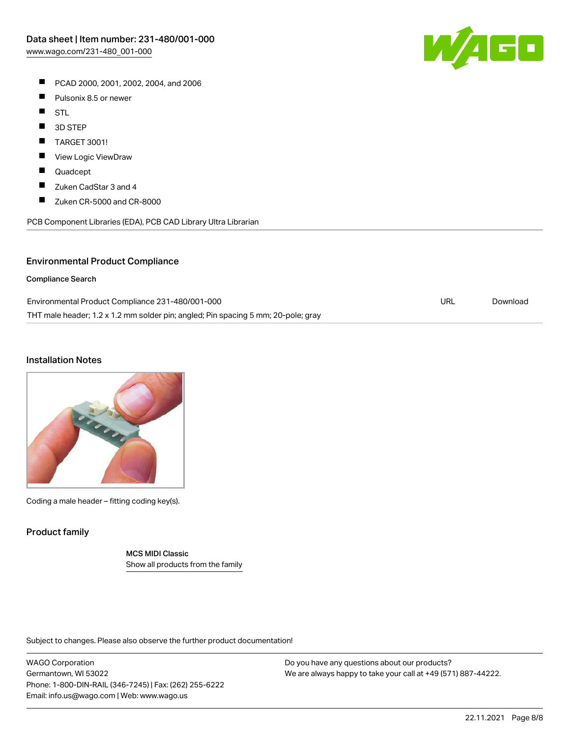- PCAD 2000, 2001, 2002, 2004, and 2006
- Pulsonix 8.5 or newer
- STL
- 3D STEP
- TARGET 3001!
- View Logic ViewDraw
- Quadcept
- Zuken CadStar 3 and 4
- Zuken CR-5000 and CR-8000

PCB Component Libraries (EDA), PCB CAD Library Ultra Librarian

## Environmental Product Compliance

**Compliance Search**

| | | |
|---|---|---|
| Environmental Product Compliance 231-480/001-000 | URL | Download |
| THT male header; 1.2 x 1.2 mm solder pin; angled; Pin spacing 5 mm; 20-pole; gray | | |

## Installation Notes

Coding a male header – fitting coding key(s).

## Product family

MCS MIDI Classic
Show all products from the family

Subject to changes. Please also observe the further product documentation!

WAGO Corporation
Germantown, WI 53022
Phone: 1-800-DIN-RAIL (346-7245) | Fax: (262) 255-6222
Email: info.us@wago.com | Web: www.wago.us

Do you have any questions about our products?
We are always happy to take your call at +49 (571) 887-44222.